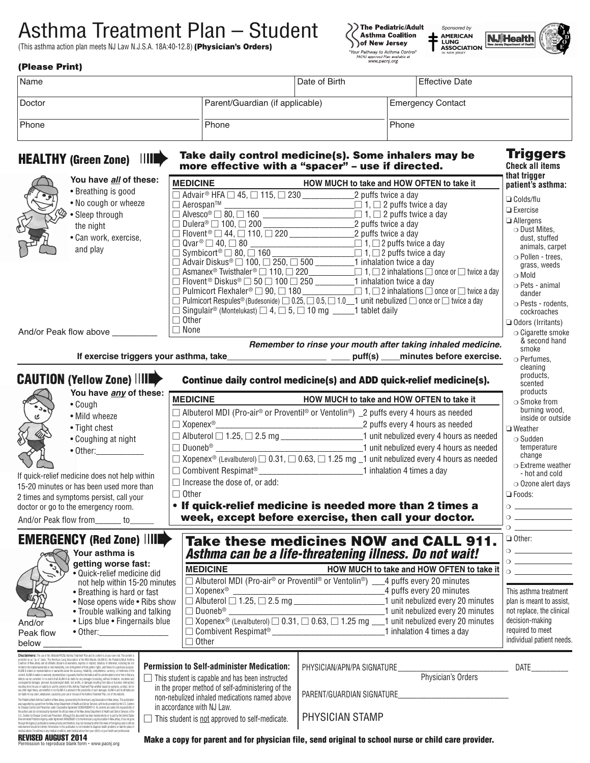# Asthma Treatment Plan – Student

(This asthma action plan meets NJ Law N.J.S.A. 18A:40-12.8) **(Physician's Orders)**

The Pediatric/Adult Asthma Coalition of New Jersey
"Your Pathway to Asthma Control"
PACNJ approved Plan available at www.pacnj.org

Sponsored by AMERICAN LUNG ASSOCIATION IN NEW JERSEY

NJ Health New Jersey Department of Health

**(Please Print)**

| Name | | Date of Birth | Effective Date |
|---|---|---|---|
| Doctor | Parent/Guardian (if applicable) | | Emergency Contact |
| Phone | Phone | | Phone |

## HEALTHY (Green Zone)

**Take daily control medicine(s). Some inhalers may be more effective with a "spacer" – use if directed.**

**You have *all* of these:**
- Breathing is good
- No cough or wheeze
- Sleep through the night
- Can work, exercise, and play

And/or Peak flow above __________

| MEDICINE | HOW MUCH to take and HOW OFTEN to take it |
|---|---|
| ☐ Advair® HFA ☐ 45, ☐ 115, ☐ 230 | 2 puffs twice a day |
| ☐ Aerospan™ | ☐ 1, ☐ 2 puffs twice a day |
| ☐ Alvesco® ☐ 80, ☐ 160 | ☐ 1, ☐ 2 puffs twice a day |
| ☐ Dulera® ☐ 100, ☐ 200 | 2 puffs twice a day |
| ☐ Flovent® ☐ 44, ☐ 110, ☐ 220 | 2 puffs twice a day |
| ☐ Qvar® ☐ 40, ☐ 80 | ☐ 1, ☐ 2 puffs twice a day |
| ☐ Symbicort® ☐ 80, ☐ 160 | ☐ 1, ☐ 2 puffs twice a day |
| ☐ Advair Diskus® ☐ 100, ☐ 250, ☐ 500 | 1 inhalation twice a day |
| ☐ Asmanex® Twisthaler® ☐ 110, ☐ 220 | ☐ 1, ☐ 2 inhalations ☐ once or ☐ twice a day |
| ☐ Flovent® Diskus® ☐ 50 ☐ 100 ☐ 250 | 1 inhalation twice a day |
| ☐ Pulmicort Flexhaler® ☐ 90, ☐ 180 | ☐ 1, ☐ 2 inhalations ☐ once or ☐ twice a day |
| ☐ Pulmicort Respules® (Budesonide) ☐ 0.25, ☐ 0.5, ☐ 1.0 | 1 unit nebulized ☐ once or ☐ twice a day |
| ☐ Singulair® (Montelukast) ☐ 4, ☐ 5, ☐ 10 mg | 1 tablet daily |
| ☐ Other | |
| ☐ None | |

***Remember to rinse your mouth after taking inhaled medicine.***

**If exercise triggers your asthma, take______________________ ____ puff(s) ____minutes before exercise.**

## CAUTION (Yellow Zone)

**Continue daily control medicine(s) and ADD quick-relief medicine(s).**

**You have *any* of these:**
- Cough
- Mild wheeze
- Tight chest
- Coughing at night
- Other:____________

If quick-relief medicine does not help within 15-20 minutes or has been used more than 2 times and symptoms persist, call your doctor or go to the emergency room.

And/or Peak flow from______ to______

| MEDICINE | HOW MUCH to take and HOW OFTEN to take it |
|---|---|
| ☐ Albuterol MDI (Pro-air® or Proventil® or Ventolin®) | 2 puffs every 4 hours as needed |
| ☐ Xopenex® | 2 puffs every 4 hours as needed |
| ☐ Albuterol ☐ 1.25, ☐ 2.5 mg | 1 unit nebulized every 4 hours as needed |
| ☐ Duoneb® | 1 unit nebulized every 4 hours as needed |
| ☐ Xopenex® (Levalbuterol) ☐ 0.31, ☐ 0.63, ☐ 1.25 mg | 1 unit nebulized every 4 hours as needed |
| ☐ Combivent Respimat® | 1 inhalation 4 times a day |
| ☐ Increase the dose of, or add: | |
| ☐ Other | |

- **If quick-relief medicine is needed more than 2 times a week, except before exercise, then call your doctor.**

## EMERGENCY (Red Zone)

**Take these medicines NOW and CALL 911.**
***Asthma can be a life-threatening illness. Do not wait!***

**Your asthma is getting worse fast:**
- Quick-relief medicine did not help within 15-20 minutes
- Breathing is hard or fast
- Nose opens wide • Ribs show
- Trouble walking and talking
- Lips blue • Fingernails blue
- Other:________________

And/or Peak flow below ________

| MEDICINE | HOW MUCH to take and HOW OFTEN to take it |
|---|---|
| ☐ Albuterol MDI (Pro-air® or Proventil® or Ventolin®) | 4 puffs every 20 minutes |
| ☐ Xopenex® | 4 puffs every 20 minutes |
| ☐ Albuterol ☐ 1.25, ☐ 2.5 mg | 1 unit nebulized every 20 minutes |
| ☐ Duoneb® | 1 unit nebulized every 20 minutes |
| ☐ Xopenex® (Levalbuterol) ☐ 0.31, ☐ 0.63, ☐ 1.25 mg | 1 unit nebulized every 20 minutes |
| ☐ Combivent Respimat® | 1 inhalation 4 times a day |
| ☐ Other | |

## Triggers

**Check all items that trigger patient's asthma:**

- ❏ Colds/flu
- ❏ Exercise
- ❏ Allergens
  - ❍ Dust Mites, dust, stuffed animals, carpet
  - ❍ Pollen - trees, grass, weeds
  - ❍ Mold
  - ❍ Pets - animal dander
  - ❍ Pests - rodents, cockroaches
- ❏ Odors (Irritants)
  - ❍ Cigarette smoke & second hand smoke
  - ❍ Perfumes, cleaning products, scented products
  - ❍ Smoke from burning wood, inside or outside
- ❏ Weather
  - ❍ Sudden temperature change
  - ❍ Extreme weather - hot and cold
  - ❍ Ozone alert days
- ❏ Foods:
  - ❍ ______________
  - ❍ ______________
  - ❍ ______________
- ❏ Other:
  - ❍ ______________
  - ❍ ______________
  - ❍ ______________

This asthma treatment plan is meant to assist, not replace, the clinical decision-making required to meet individual patient needs.

**Disclaimers:** The use of this Website/PACNJ Asthma Treatment Plan and its content is at your own risk. The content is provided on an "as is" basis. The American Lung Association of the Mid-Atlantic (ALAM-A), the Pediatric/Adult Asthma Coalition of New Jersey and all affiliates disclaim all warranties, express or implied, statutory or otherwise, including but not limited to the implied warranties or merchantability, non-infringement of third parties' rights, and fitness for a particular purpose. ALAM-A makes no representations or warranties about the accuracy, reliability, completeness, currency, or timeliness of the content. ALAM-A makes no warranty, representation or guaranty that the information will be uninterrupted or error free or that any defects can be corrected. In no event shall ALAM-A be liable for any damages (including, without limitation, incidental and consequential damages, personal injury/wrongful death, lost profits, or damages resulting from data or business interruption) resulting from the use or inability to use the content of this Asthma Treatment Plan whether based on warranty, contract, tort or any other legal theory, and whether or not ALAM-A is advised of the possibility of such damages. ALAM-A and its affiliates are not liable for any claim, whatsoever, caused by your use or misuse of the Asthma Treatment Plan, nor of this website.

The Pediatric/Adult Asthma Coalition of New Jersey, sponsored by the American Lung Association in New Jersey. This publication was supported by a grant from the New Jersey Department of Health and Senior Services, with funds provided by the U.S. Centers for Disease Control and Prevention under Cooperative Agreement 5U59EH000491-5. Its contents are solely the responsibility of the authors and do not necessarily represent the official views of the New Jersey Department of Health and Senior Services or the U.S. Centers for Disease Control and Prevention. Although this document has been funded wholly or in part by the United States Environmental Protection Agency under Agreement XA96296601-2 to the American Lung Association in New Jersey, it has not gone through the Agency's publications review process and therefore, may not necessarily reflect the views of the Agency and no official endorsement should be inferred. Information in this publication is not intended to diagnose health problems or take the place of medical advice. For asthma or any medical conditions, seek medical advice from your child's or your health care professional.

**Permission to Self-administer Medication:**

☐ This student is capable and has been instructed in the proper method of self-administering of the non-nebulized inhaled medications named above in accordance with NJ Law.

☐ This student is not approved to self-medicate.

PHYSICIAN/APN/PA SIGNATURE______________________________ DATE__________

Physician's Orders

PARENT/GUARDIAN SIGNATURE______________________________

PHYSICIAN STAMP

**REVISED AUGUST 2014**
Permission to reproduce blank form • www.pacnj.org

**Make a copy for parent and for physician file, send original to school nurse or child care provider.**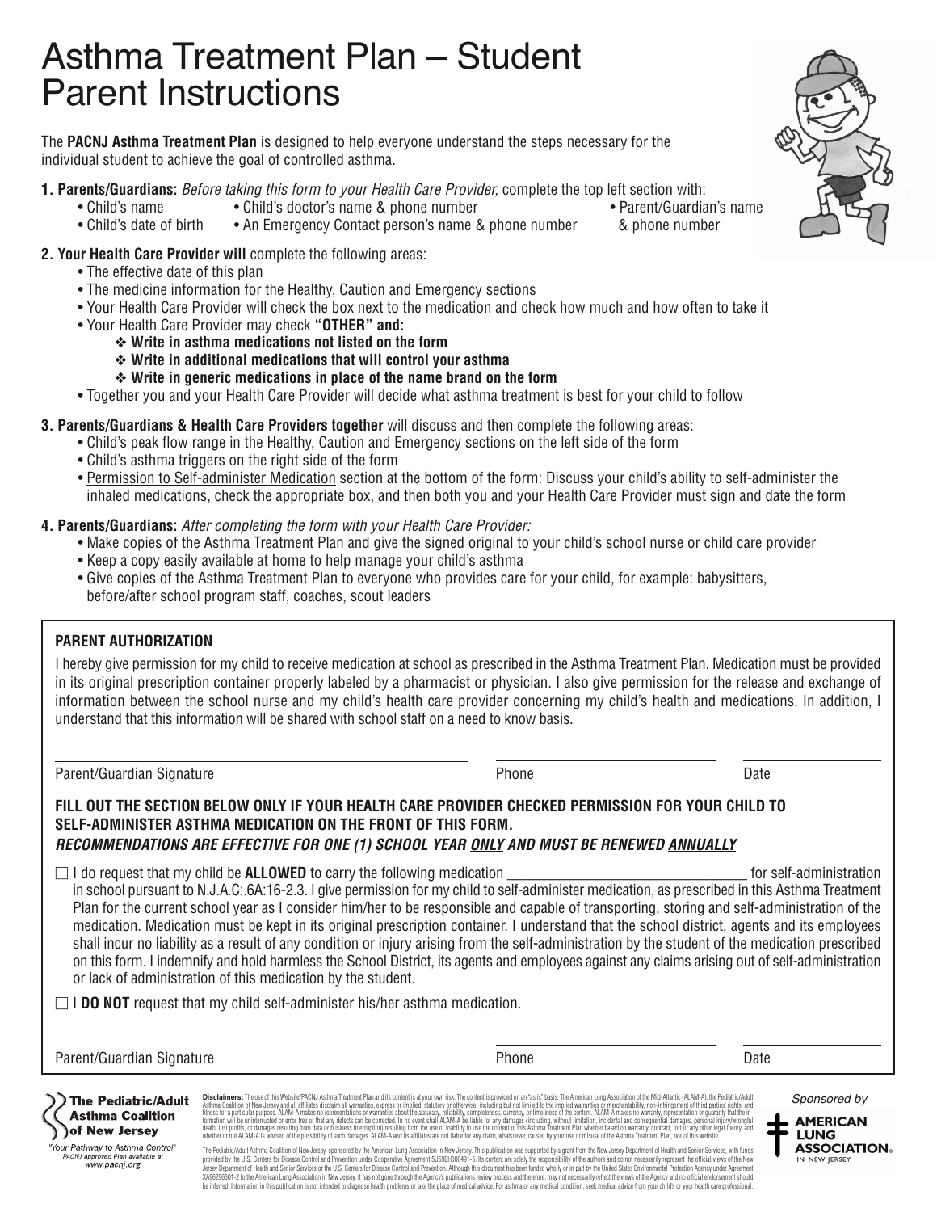# Asthma Treatment Plan – Student Parent Instructions

The **PACNJ Asthma Treatment Plan** is designed to help everyone understand the steps necessary for the individual student to achieve the goal of controlled asthma.

**1. Parents/Guardians:** *Before taking this form to your Health Care Provider,* complete the top left section with:

- Child's name
- Child's date of birth
- Child's doctor's name & phone number
- An Emergency Contact person's name & phone number
- Parent/Guardian's name & phone number

**2. Your Health Care Provider will** complete the following areas:

- The effective date of this plan
- The medicine information for the Healthy, Caution and Emergency sections
- Your Health Care Provider will check the box next to the medication and check how much and how often to take it
- Your Health Care Provider may check **"OTHER" and:**
  - ❖ **Write in asthma medications not listed on the form**
  - ❖ **Write in additional medications that will control your asthma**
  - ❖ **Write in generic medications in place of the name brand on the form**
- Together you and your Health Care Provider will decide what asthma treatment is best for your child to follow

**3. Parents/Guardians & Health Care Providers together** will discuss and then complete the following areas:

- Child's peak flow range in the Healthy, Caution and Emergency sections on the left side of the form
- Child's asthma triggers on the right side of the form
- Permission to Self-administer Medication section at the bottom of the form: Discuss your child's ability to self-administer the inhaled medications, check the appropriate box, and then both you and your Health Care Provider must sign and date the form

**4. Parents/Guardians:** *After completing the form with your Health Care Provider:*

- Make copies of the Asthma Treatment Plan and give the signed original to your child's school nurse or child care provider
- Keep a copy easily available at home to help manage your child's asthma
- Give copies of the Asthma Treatment Plan to everyone who provides care for your child, for example: babysitters, before/after school program staff, coaches, scout leaders

## PARENT AUTHORIZATION

I hereby give permission for my child to receive medication at school as prescribed in the Asthma Treatment Plan. Medication must be provided in its original prescription container properly labeled by a pharmacist or physician. I also give permission for the release and exchange of information between the school nurse and my child's health care provider concerning my child's health and medications. In addition, I understand that this information will be shared with school staff on a need to know basis.

Parent/Guardian Signature ______________________ Phone ______________ Date ____________

**FILL OUT THE SECTION BELOW ONLY IF YOUR HEALTH CARE PROVIDER CHECKED PERMISSION FOR YOUR CHILD TO SELF-ADMINISTER ASTHMA MEDICATION ON THE FRONT OF THIS FORM.**

***RECOMMENDATIONS ARE EFFECTIVE FOR ONE (1) SCHOOL YEAR ONLY AND MUST BE RENEWED ANNUALLY***

☐ I do request that my child be **ALLOWED** to carry the following medication ________________________________ for self-administration in school pursuant to N.J.A.C:.6A:16-2.3. I give permission for my child to self-administer medication, as prescribed in this Asthma Treatment Plan for the current school year as I consider him/her to be responsible and capable of transporting, storing and self-administration of the medication. Medication must be kept in its original prescription container. I understand that the school district, agents and its employees shall incur no liability as a result of any condition or injury arising from the self-administration by the student of the medication prescribed on this form. I indemnify and hold harmless the School District, its agents and employees against any claims arising out of self-administration or lack of administration of this medication by the student.

☐ I **DO NOT** request that my child self-administer his/her asthma medication.

Parent/Guardian Signature ______________________ Phone ______________ Date ____________

**The Pediatric/Adult Asthma Coalition of New Jersey**

*"Your Pathway to Asthma Control"*
*PACNJ approved Plan available at www.pacnj.org*

**Disclaimers:** The use of this Website/PACNJ Asthma Treatment Plan and its content is at your own risk. The content is provided on an "as is" basis. The American Lung Association of the Mid-Atlantic (ALAM-A), the Pediatric/Adult Asthma Coalition of New Jersey and all affiliates disclaim all warranties, express or implied, statutory or otherwise, including but not limited to the implied warranties or merchantability, non-infringement of third parties' rights, and fitness for a particular purpose. ALAM-A makes no representations or warranties about the accuracy, reliability, completeness, currency, or timeliness of the content. ALAM-A makes no warranty, representation or guaranty that the information will be uninterrupted or error free or that any defects can be corrected. In no event shall ALAM-A be liable for any damages (including, without limitation, incidental and consequential damages, personal injury/wrongful death, lost profits, or damages resulting from data or business interruption) resulting from the use or inability to use the content of this Asthma Treatment Plan whether based on warranty, contract, tort or any other legal theory, and whether or not ALAM-A is advised of the possibility of such damages. ALAM-A and its affiliates are not liable for any claim, whatsoever, caused by your use or misuse of the Asthma Treatment Plan, nor of this website.

The Pediatric/Adult Asthma Coalition of New Jersey, sponsored by the American Lung Association in New Jersey. This publication was supported by a grant from the New Jersey Department of Health and Senior Services, with funds provided by the U.S. Centers for Disease Control and Prevention under Cooperative Agreement 5U59EH000491-5. Its content are solely the responsibility of the authors and do not necessarily represent the official views of the New Jersey Department of Health and Senior Services or the U.S. Centers for Disease Control and Prevention. Although this document has been funded wholly or in part by the United States Environmental Protection Agency under Agreement XA96296601-2 to the American Lung Association in New Jersey, it has not gone through the Agency's publications review process and therefore, may not necessarily reflect the views of the Agency and no official endorsement should be inferred. Information in this publication is not intended to diagnose health problems or take the place of medical advice. For asthma or any medical condition, seek medical advice from your child's or your health care professional.

*Sponsored by*

**AMERICAN LUNG ASSOCIATION.** IN NEW JERSEY